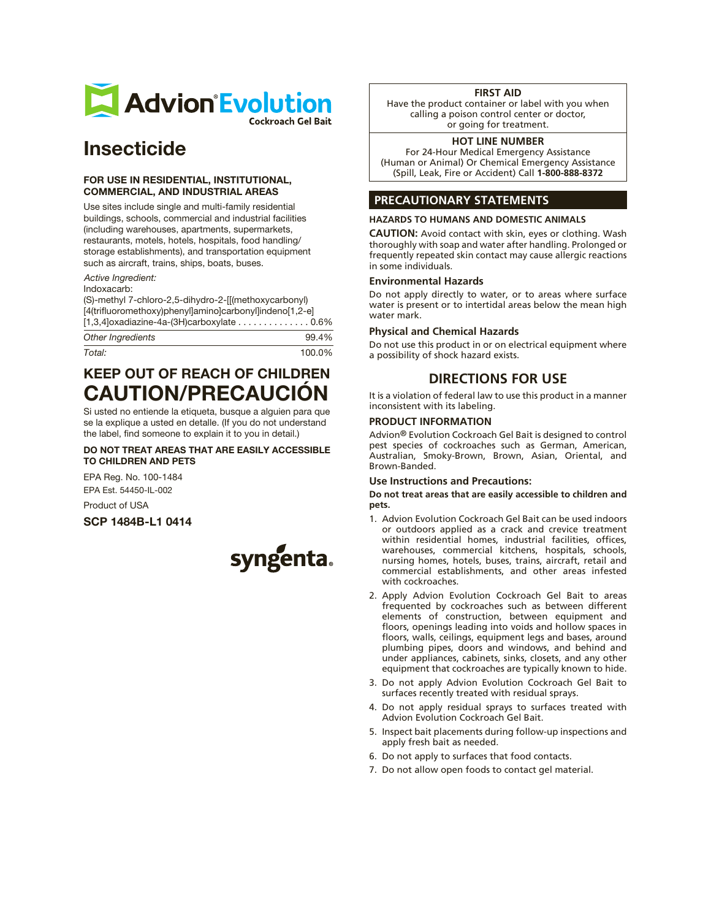# Advion® Evolution

Cockroach Gel Bait

# Insecticide

### FOR USE IN RESIDENTIAL, INSTITUTIONAL, COMMERCIAL, AND INDUSTRIAL AREAS

Use sites include single and multi-family residential buildings, schools, commercial and industrial facilities (including warehouses, apartments, supermarkets, restaurants, motels, hotels, hospitals, food handling/storage establishments), and transportation equipment such as aircraft, trains, ships, boats, buses.

| *Active Ingredient:* | |
|---|---|
| Indoxacarb: (S)-methyl 7-chloro-2,5-dihydro-2-[[(methoxycarbonyl) [4(trifluoromethoxy)phenyl]amino]carbonyl]indeno[1,2-e][1,3,4]oxadiazine-4a-(3H)carboxylate | 0.6% |
| *Other Ingredients* | 99.4% |
| *Total:* | 100.0% |

## KEEP OUT OF REACH OF CHILDREN

## CAUTION/PRECAUCIÓN

Si usted no entiende la etiqueta, busque a alguien para que se la explique a usted en detalle. (If you do not understand the label, find someone to explain it to you in detail.)

**DO NOT TREAT AREAS THAT ARE EASILY ACCESSIBLE TO CHILDREN AND PETS**

EPA Reg. No. 100-1484

EPA Est. 54450-IL-002

Product of USA

**SCP 1484B-L1 0414**

syngenta.

| FIRST AID |
|---|
| Have the product container or label with you when calling a poison control center or doctor, or going for treatment. |
| **HOT LINE NUMBER** |
| For 24-Hour Medical Emergency Assistance (Human or Animal) Or Chemical Emergency Assistance (Spill, Leak, Fire or Accident) Call **1-800-888-8372** |

## PRECAUTIONARY STATEMENTS

### HAZARDS TO HUMANS AND DOMESTIC ANIMALS

**CAUTION:** Avoid contact with skin, eyes or clothing. Wash thoroughly with soap and water after handling. Prolonged or frequently repeated skin contact may cause allergic reactions in some individuals.

### Environmental Hazards

Do not apply directly to water, or to areas where surface water is present or to intertidal areas below the mean high water mark.

### Physical and Chemical Hazards

Do not use this product in or on electrical equipment where a possibility of shock hazard exists.

## DIRECTIONS FOR USE

It is a violation of federal law to use this product in a manner inconsistent with its labeling.

### PRODUCT INFORMATION

Advion® Evolution Cockroach Gel Bait is designed to control pest species of cockroaches such as German, American, Australian, Smoky-Brown, Brown, Asian, Oriental, and Brown-Banded.

### Use Instructions and Precautions:

**Do not treat areas that are easily accessible to children and pets.**

1. Advion Evolution Cockroach Gel Bait can be used indoors or outdoors applied as a crack and crevice treatment within residential homes, industrial facilities, offices, warehouses, commercial kitchens, hospitals, schools, nursing homes, hotels, buses, trains, aircraft, retail and commercial establishments, and other areas infested with cockroaches.
2. Apply Advion Evolution Cockroach Gel Bait to areas frequented by cockroaches such as between different elements of construction, between equipment and floors, openings leading into voids and hollow spaces in floors, walls, ceilings, equipment legs and bases, around plumbing pipes, doors and windows, and behind and under appliances, cabinets, sinks, closets, and any other equipment that cockroaches are typically known to hide.
3. Do not apply Advion Evolution Cockroach Gel Bait to surfaces recently treated with residual sprays.
4. Do not apply residual sprays to surfaces treated with Advion Evolution Cockroach Gel Bait.
5. Inspect bait placements during follow-up inspections and apply fresh bait as needed.
6. Do not apply to surfaces that food contacts.
7. Do not allow open foods to contact gel material.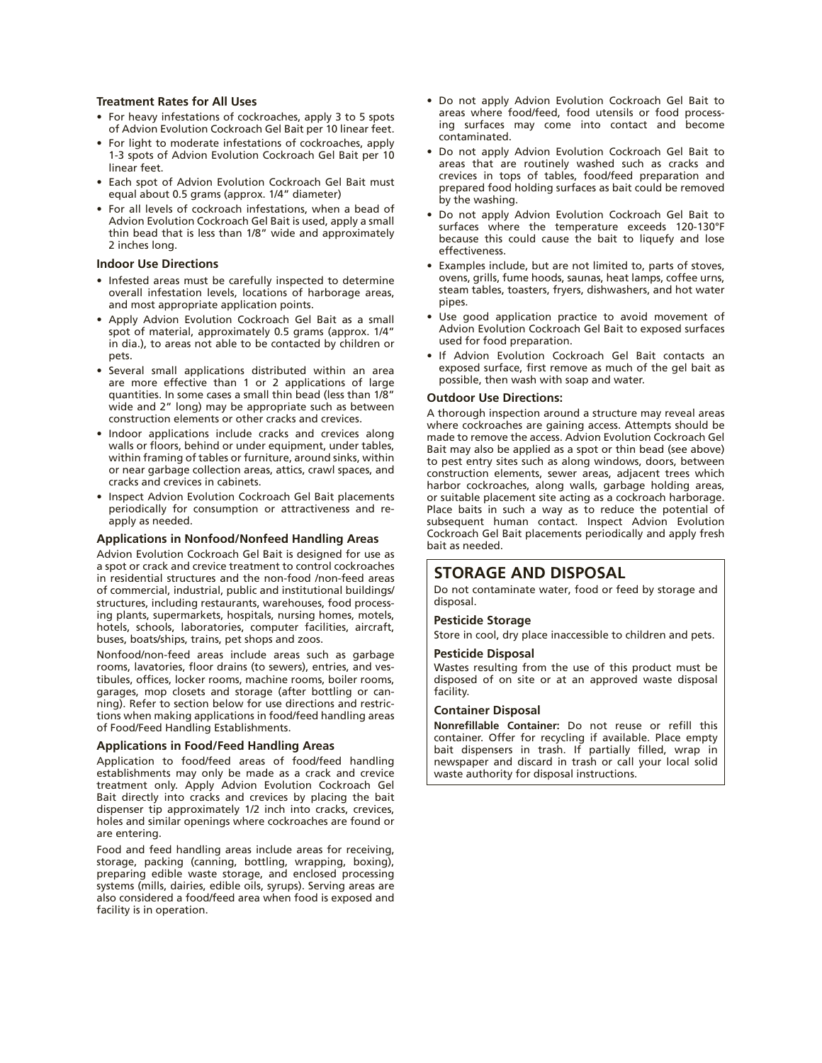### Treatment Rates for All Uses

- For heavy infestations of cockroaches, apply 3 to 5 spots of Advion Evolution Cockroach Gel Bait per 10 linear feet.
- For light to moderate infestations of cockroaches, apply 1-3 spots of Advion Evolution Cockroach Gel Bait per 10 linear feet.
- Each spot of Advion Evolution Cockroach Gel Bait must equal about 0.5 grams (approx. 1/4" diameter)
- For all levels of cockroach infestations, when a bead of Advion Evolution Cockroach Gel Bait is used, apply a small thin bead that is less than 1/8" wide and approximately 2 inches long.

### Indoor Use Directions

- Infested areas must be carefully inspected to determine overall infestation levels, locations of harborage areas, and most appropriate application points.
- Apply Advion Evolution Cockroach Gel Bait as a small spot of material, approximately 0.5 grams (approx. 1/4" in dia.), to areas not able to be contacted by children or pets.
- Several small applications distributed within an area are more effective than 1 or 2 applications of large quantities. In some cases a small thin bead (less than 1/8" wide and 2" long) may be appropriate such as between construction elements or other cracks and crevices.
- Indoor applications include cracks and crevices along walls or floors, behind or under equipment, under tables, within framing of tables or furniture, around sinks, within or near garbage collection areas, attics, crawl spaces, and cracks and crevices in cabinets.
- Inspect Advion Evolution Cockroach Gel Bait placements periodically for consumption or attractiveness and re-apply as needed.

### Applications in Nonfood/Nonfeed Handling Areas

Advion Evolution Cockroach Gel Bait is designed for use as a spot or crack and crevice treatment to control cockroaches in residential structures and the non-food /non-feed areas of commercial, industrial, public and institutional buildings/ structures, including restaurants, warehouses, food processing plants, supermarkets, hospitals, nursing homes, motels, hotels, schools, laboratories, computer facilities, aircraft, buses, boats/ships, trains, pet shops and zoos.

Nonfood/non-feed areas include areas such as garbage rooms, lavatories, floor drains (to sewers), entries, and vestibules, offices, locker rooms, machine rooms, boiler rooms, garages, mop closets and storage (after bottling or canning). Refer to section below for use directions and restrictions when making applications in food/feed handling areas of Food/Feed Handling Establishments.

### Applications in Food/Feed Handling Areas

Application to food/feed areas of food/feed handling establishments may only be made as a crack and crevice treatment only. Apply Advion Evolution Cockroach Gel Bait directly into cracks and crevices by placing the bait dispenser tip approximately 1/2 inch into cracks, crevices, holes and similar openings where cockroaches are found or are entering.

Food and feed handling areas include areas for receiving, storage, packing (canning, bottling, wrapping, boxing), preparing edible waste storage, and enclosed processing systems (mills, dairies, edible oils, syrups). Serving areas are also considered a food/feed area when food is exposed and facility is in operation.

- Do not apply Advion Evolution Cockroach Gel Bait to areas where food/feed, food utensils or food processing surfaces may come into contact and become contaminated.
- Do not apply Advion Evolution Cockroach Gel Bait to areas that are routinely washed such as cracks and crevices in tops of tables, food/feed preparation and prepared food holding surfaces as bait could be removed by the washing.
- Do not apply Advion Evolution Cockroach Gel Bait to surfaces where the temperature exceeds 120-130°F because this could cause the bait to liquefy and lose effectiveness.
- Examples include, but are not limited to, parts of stoves, ovens, grills, fume hoods, saunas, heat lamps, coffee urns, steam tables, toasters, fryers, dishwashers, and hot water pipes.
- Use good application practice to avoid movement of Advion Evolution Cockroach Gel Bait to exposed surfaces used for food preparation.
- If Advion Evolution Cockroach Gel Bait contacts an exposed surface, first remove as much of the gel bait as possible, then wash with soap and water.

### Outdoor Use Directions:

A thorough inspection around a structure may reveal areas where cockroaches are gaining access. Attempts should be made to remove the access. Advion Evolution Cockroach Gel Bait may also be applied as a spot or thin bead (see above) to pest entry sites such as along windows, doors, between construction elements, sewer areas, adjacent trees which harbor cockroaches, along walls, garbage holding areas, or suitable placement site acting as a cockroach harborage. Place baits in such a way as to reduce the potential of subsequent human contact. Inspect Advion Evolution Cockroach Gel Bait placements periodically and apply fresh bait as needed.

## STORAGE AND DISPOSAL

Do not contaminate water, food or feed by storage and disposal.

### Pesticide Storage

Store in cool, dry place inaccessible to children and pets.

### Pesticide Disposal

Wastes resulting from the use of this product must be disposed of on site or at an approved waste disposal facility.

### Container Disposal

**Nonrefillable Container:** Do not reuse or refill this container. Offer for recycling if available. Place empty bait dispensers in trash. If partially filled, wrap in newspaper and discard in trash or call your local solid waste authority for disposal instructions.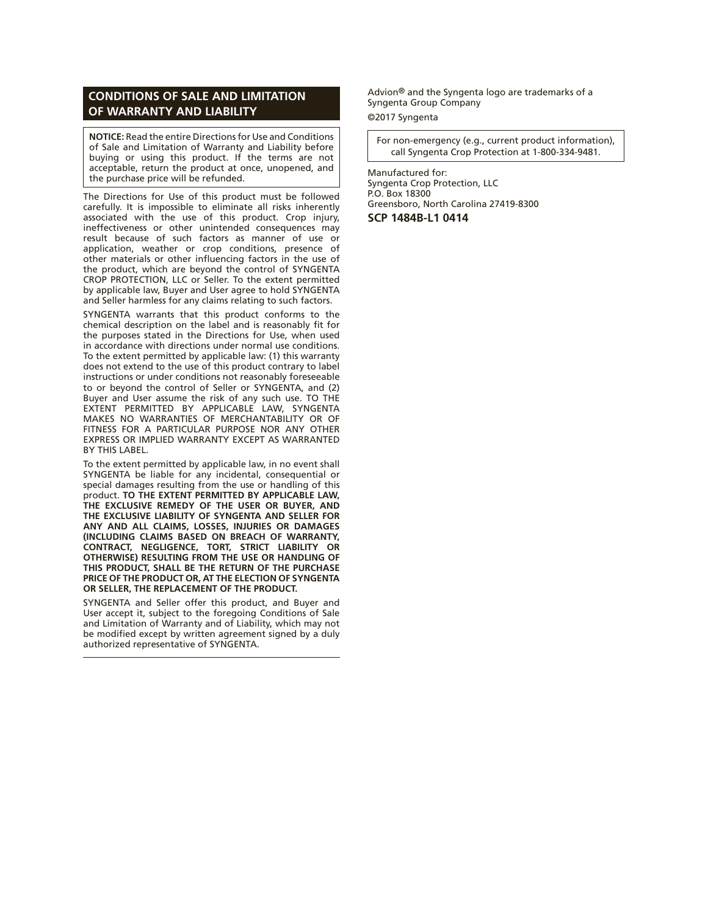## CONDITIONS OF SALE AND LIMITATION OF WARRANTY AND LIABILITY

**NOTICE:** Read the entire Directions for Use and Conditions of Sale and Limitation of Warranty and Liability before buying or using this product. If the terms are not acceptable, return the product at once, unopened, and the purchase price will be refunded.

The Directions for Use of this product must be followed carefully. It is impossible to eliminate all risks inherently associated with the use of this product. Crop injury, ineffectiveness or other unintended consequences may result because of such factors as manner of use or application, weather or crop conditions, presence of other materials or other influencing factors in the use of the product, which are beyond the control of SYNGENTA CROP PROTECTION, LLC or Seller. To the extent permitted by applicable law, Buyer and User agree to hold SYNGENTA and Seller harmless for any claims relating to such factors.

SYNGENTA warrants that this product conforms to the chemical description on the label and is reasonably fit for the purposes stated in the Directions for Use, when used in accordance with directions under normal use conditions. To the extent permitted by applicable law: (1) this warranty does not extend to the use of this product contrary to label instructions or under conditions not reasonably foreseeable to or beyond the control of Seller or SYNGENTA, and (2) Buyer and User assume the risk of any such use. TO THE EXTENT PERMITTED BY APPLICABLE LAW, SYNGENTA MAKES NO WARRANTIES OF MERCHANTABILITY OR OF FITNESS FOR A PARTICULAR PURPOSE NOR ANY OTHER EXPRESS OR IMPLIED WARRANTY EXCEPT AS WARRANTED BY THIS LABEL.

To the extent permitted by applicable law, in no event shall SYNGENTA be liable for any incidental, consequential or special damages resulting from the use or handling of this product. **TO THE EXTENT PERMITTED BY APPLICABLE LAW, THE EXCLUSIVE REMEDY OF THE USER OR BUYER, AND THE EXCLUSIVE LIABILITY OF SYNGENTA AND SELLER FOR ANY AND ALL CLAIMS, LOSSES, INJURIES OR DAMAGES (INCLUDING CLAIMS BASED ON BREACH OF WARRANTY, CONTRACT, NEGLIGENCE, TORT, STRICT LIABILITY OR OTHERWISE) RESULTING FROM THE USE OR HANDLING OF THIS PRODUCT, SHALL BE THE RETURN OF THE PURCHASE PRICE OF THE PRODUCT OR, AT THE ELECTION OF SYNGENTA OR SELLER, THE REPLACEMENT OF THE PRODUCT.**

SYNGENTA and Seller offer this product, and Buyer and User accept it, subject to the foregoing Conditions of Sale and Limitation of Warranty and of Liability, which may not be modified except by written agreement signed by a duly authorized representative of SYNGENTA.

Advion® and the Syngenta logo are trademarks of a Syngenta Group Company

©2017 Syngenta

For non-emergency (e.g., current product information), call Syngenta Crop Protection at 1-800-334-9481.

Manufactured for:
Syngenta Crop Protection, LLC
P.O. Box 18300
Greensboro, North Carolina 27419-8300

**SCP 1484B-L1 0414**